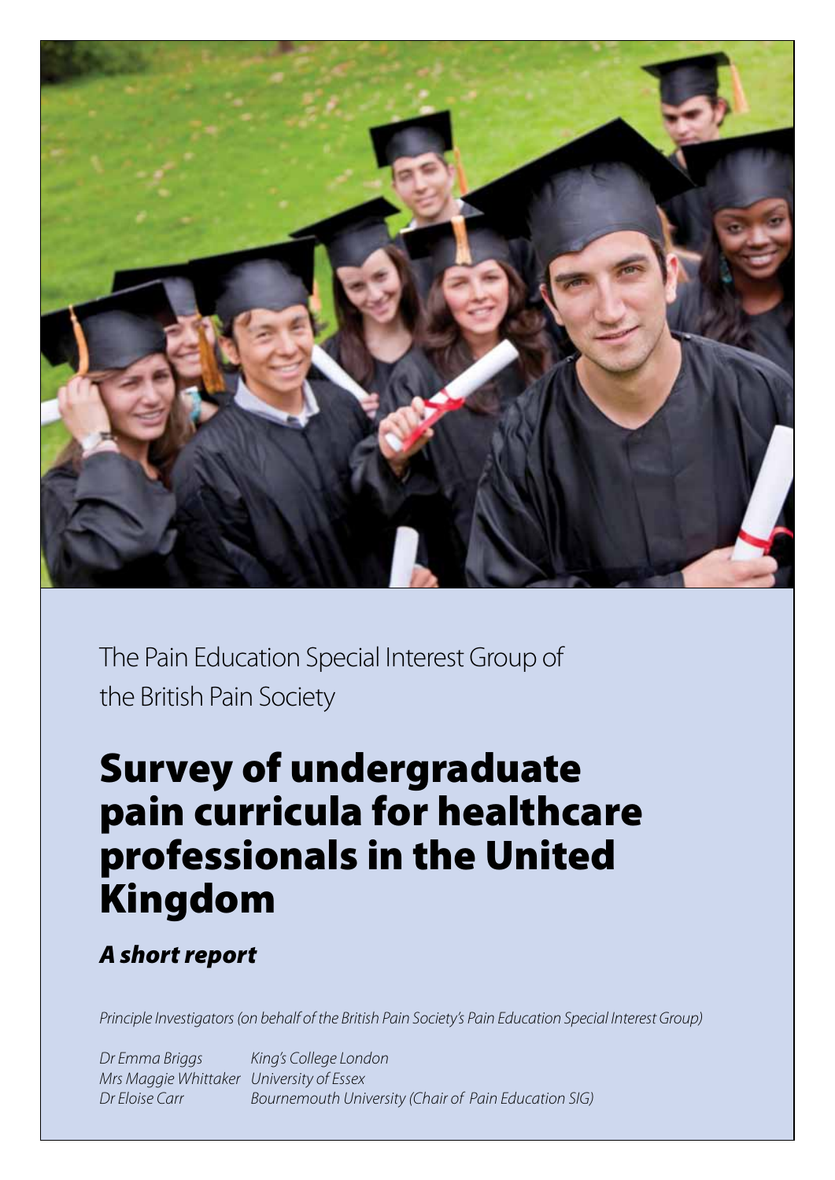The Pain Education Special Interest Group of the British Pain Society

# Survey of undergraduate pain curricula for healthcare professionals in the United Kingdom

## *A short report*

*Principle Investigators (on behalf of the British Pain Society's Pain Education Special Interest Group)*

*Dr Emma Briggs* — *King's College London*
*Mrs Maggie Whittaker* — *University of Essex*
*Dr Eloise Carr* — *Bournemouth University (Chair of Pain Education SIG)*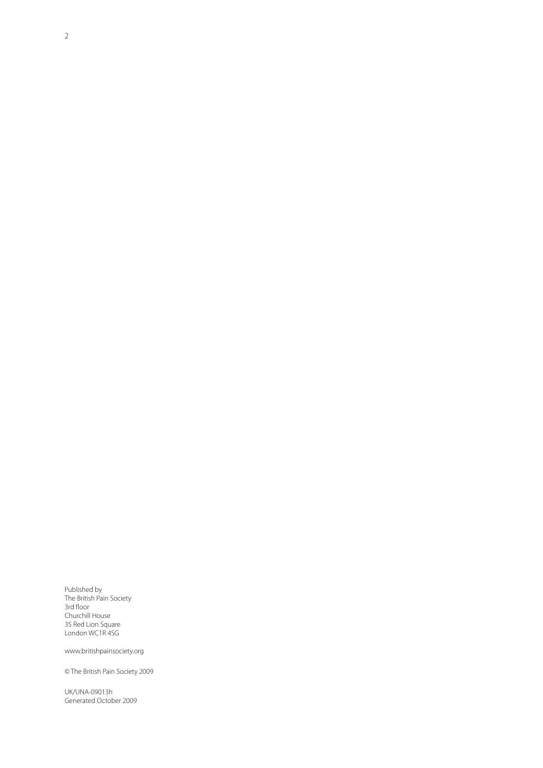Published by
The British Pain Society
3rd floor
Churchill House
35 Red Lion Square
London WC1R 4SG

www.britishpainsociety.org

© The British Pain Society 2009

UK/UNA-09013h
Generated October 2009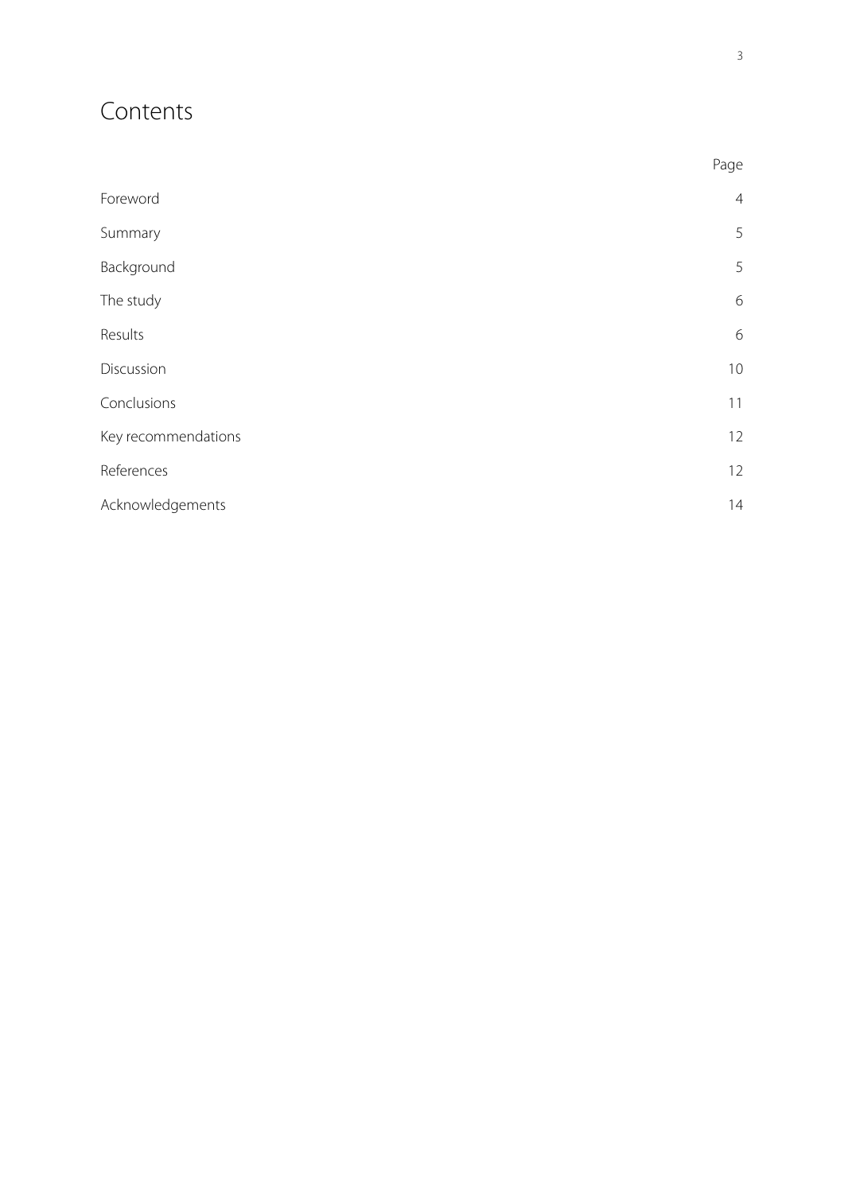# Contents

| | Page |
|---|---|
| Foreword | 4 |
| Summary | 5 |
| Background | 5 |
| The study | 6 |
| Results | 6 |
| Discussion | 10 |
| Conclusions | 11 |
| Key recommendations | 12 |
| References | 12 |
| Acknowledgements | 14 |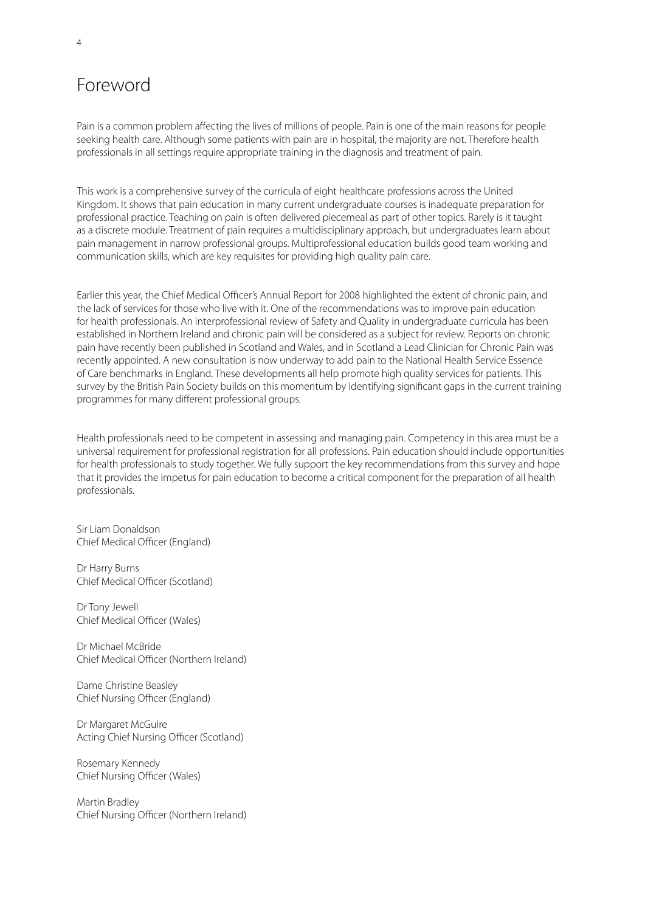# Foreword

Pain is a common problem affecting the lives of millions of people. Pain is one of the main reasons for people seeking health care. Although some patients with pain are in hospital, the majority are not. Therefore health professionals in all settings require appropriate training in the diagnosis and treatment of pain.

This work is a comprehensive survey of the curricula of eight healthcare professions across the United Kingdom. It shows that pain education in many current undergraduate courses is inadequate preparation for professional practice. Teaching on pain is often delivered piecemeal as part of other topics. Rarely is it taught as a discrete module. Treatment of pain requires a multidisciplinary approach, but undergraduates learn about pain management in narrow professional groups. Multiprofessional education builds good team working and communication skills, which are key requisites for providing high quality pain care.

Earlier this year, the Chief Medical Officer's Annual Report for 2008 highlighted the extent of chronic pain, and the lack of services for those who live with it. One of the recommendations was to improve pain education for health professionals. An interprofessional review of Safety and Quality in undergraduate curricula has been established in Northern Ireland and chronic pain will be considered as a subject for review. Reports on chronic pain have recently been published in Scotland and Wales, and in Scotland a Lead Clinician for Chronic Pain was recently appointed. A new consultation is now underway to add pain to the National Health Service Essence of Care benchmarks in England. These developments all help promote high quality services for patients. This survey by the British Pain Society builds on this momentum by identifying significant gaps in the current training programmes for many different professional groups.

Health professionals need to be competent in assessing and managing pain. Competency in this area must be a universal requirement for professional registration for all professions. Pain education should include opportunities for health professionals to study together. We fully support the key recommendations from this survey and hope that it provides the impetus for pain education to become a critical component for the preparation of all health professionals.

Sir Liam Donaldson
Chief Medical Officer (England)

Dr Harry Burns
Chief Medical Officer (Scotland)

Dr Tony Jewell
Chief Medical Officer (Wales)

Dr Michael McBride
Chief Medical Officer (Northern Ireland)

Dame Christine Beasley
Chief Nursing Officer (England)

Dr Margaret McGuire
Acting Chief Nursing Officer (Scotland)

Rosemary Kennedy
Chief Nursing Officer (Wales)

Martin Bradley
Chief Nursing Officer (Northern Ireland)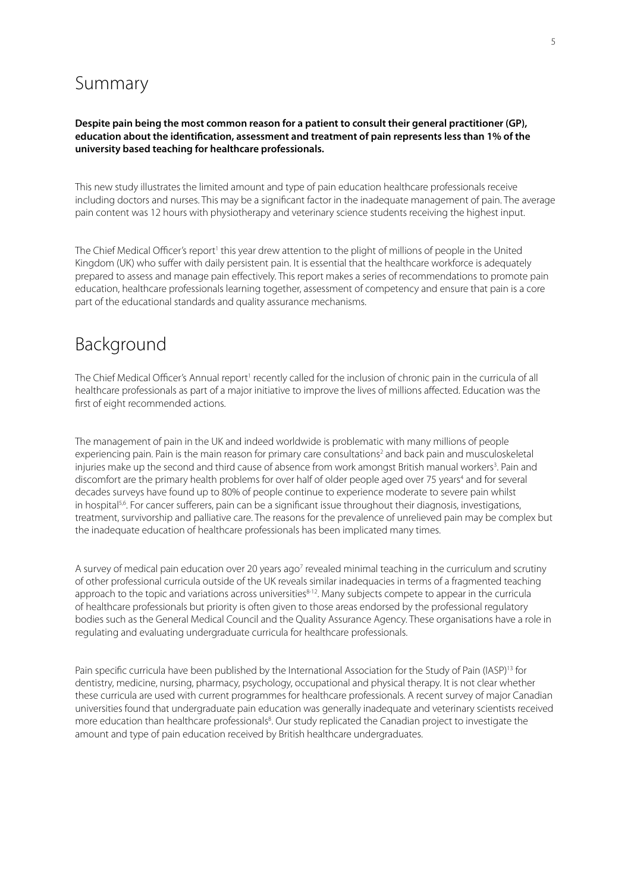# Summary

**Despite pain being the most common reason for a patient to consult their general practitioner (GP), education about the identification, assessment and treatment of pain represents less than 1% of the university based teaching for healthcare professionals.**

This new study illustrates the limited amount and type of pain education healthcare professionals receive including doctors and nurses. This may be a significant factor in the inadequate management of pain. The average pain content was 12 hours with physiotherapy and veterinary science students receiving the highest input.

The Chief Medical Officer's report[1] this year drew attention to the plight of millions of people in the United Kingdom (UK) who suffer with daily persistent pain. It is essential that the healthcare workforce is adequately prepared to assess and manage pain effectively. This report makes a series of recommendations to promote pain education, healthcare professionals learning together, assessment of competency and ensure that pain is a core part of the educational standards and quality assurance mechanisms.

# Background

The Chief Medical Officer's Annual report[1] recently called for the inclusion of chronic pain in the curricula of all healthcare professionals as part of a major initiative to improve the lives of millions affected. Education was the first of eight recommended actions.

The management of pain in the UK and indeed worldwide is problematic with many millions of people experiencing pain. Pain is the main reason for primary care consultations[2] and back pain and musculoskeletal injuries make up the second and third cause of absence from work amongst British manual workers[3]. Pain and discomfort are the primary health problems for over half of older people aged over 75 years[4] and for several decades surveys have found up to 80% of people continue to experience moderate to severe pain whilst in hospital[5,6]. For cancer sufferers, pain can be a significant issue throughout their diagnosis, investigations, treatment, survivorship and palliative care. The reasons for the prevalence of unrelieved pain may be complex but the inadequate education of healthcare professionals has been implicated many times.

A survey of medical pain education over 20 years ago[7] revealed minimal teaching in the curriculum and scrutiny of other professional curricula outside of the UK reveals similar inadequacies in terms of a fragmented teaching approach to the topic and variations across universities[8-12]. Many subjects compete to appear in the curricula of healthcare professionals but priority is often given to those areas endorsed by the professional regulatory bodies such as the General Medical Council and the Quality Assurance Agency. These organisations have a role in regulating and evaluating undergraduate curricula for healthcare professionals.

Pain specific curricula have been published by the International Association for the Study of Pain (IASP)[13] for dentistry, medicine, nursing, pharmacy, psychology, occupational and physical therapy. It is not clear whether these curricula are used with current programmes for healthcare professionals. A recent survey of major Canadian universities found that undergraduate pain education was generally inadequate and veterinary scientists received more education than healthcare professionals[8]. Our study replicated the Canadian project to investigate the amount and type of pain education received by British healthcare undergraduates.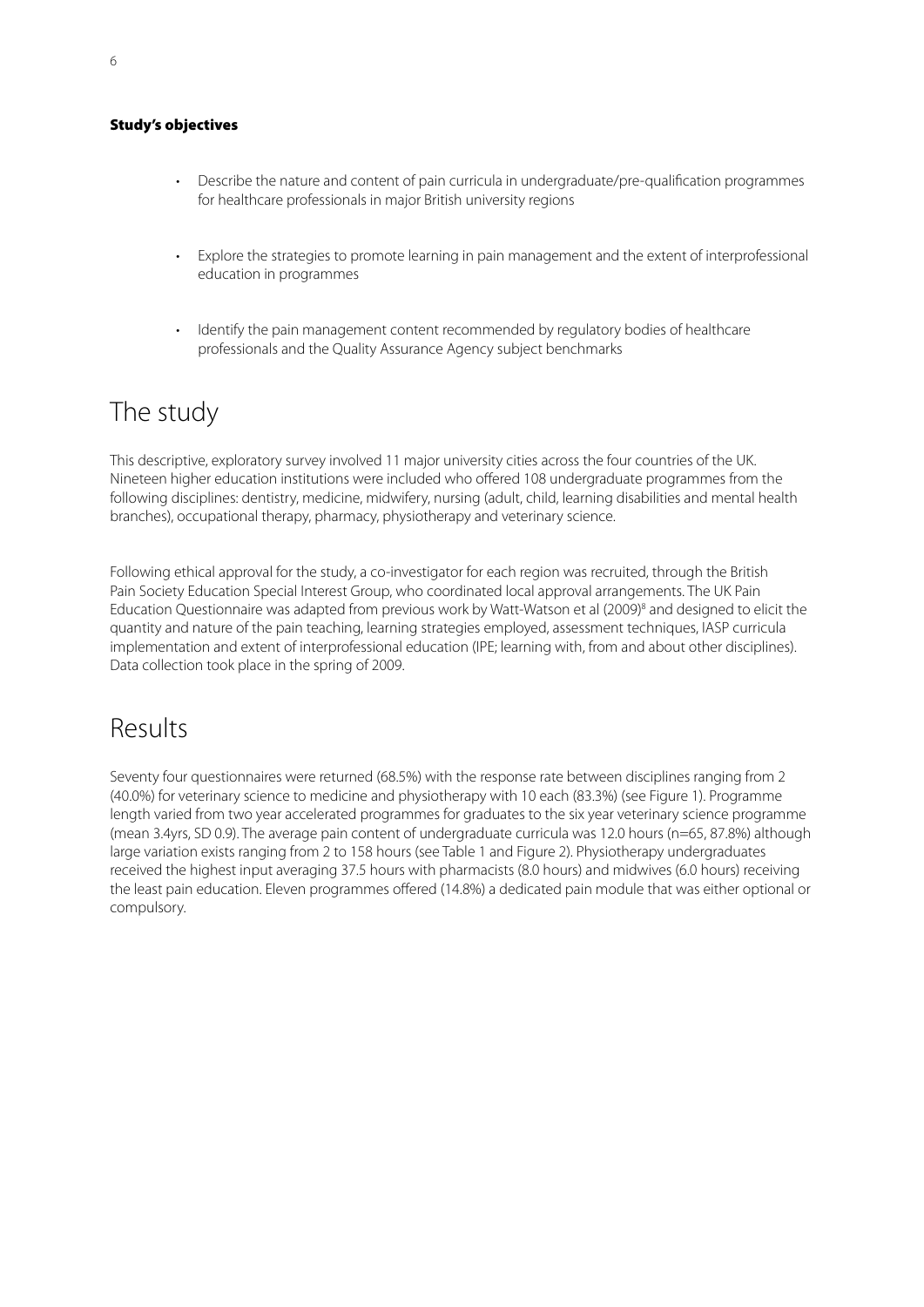### Study's objectives

- Describe the nature and content of pain curricula in undergraduate/pre-qualification programmes for healthcare professionals in major British university regions
- Explore the strategies to promote learning in pain management and the extent of interprofessional education in programmes
- Identify the pain management content recommended by regulatory bodies of healthcare professionals and the Quality Assurance Agency subject benchmarks

## The study

This descriptive, exploratory survey involved 11 major university cities across the four countries of the UK. Nineteen higher education institutions were included who offered 108 undergraduate programmes from the following disciplines: dentistry, medicine, midwifery, nursing (adult, child, learning disabilities and mental health branches), occupational therapy, pharmacy, physiotherapy and veterinary science.

Following ethical approval for the study, a co-investigator for each region was recruited, through the British Pain Society Education Special Interest Group, who coordinated local approval arrangements. The UK Pain Education Questionnaire was adapted from previous work by Watt-Watson et al (2009)[8] and designed to elicit the quantity and nature of the pain teaching, learning strategies employed, assessment techniques, IASP curricula implementation and extent of interprofessional education (IPE; learning with, from and about other disciplines). Data collection took place in the spring of 2009.

## Results

Seventy four questionnaires were returned (68.5%) with the response rate between disciplines ranging from 2 (40.0%) for veterinary science to medicine and physiotherapy with 10 each (83.3%) (see Figure 1). Programme length varied from two year accelerated programmes for graduates to the six year veterinary science programme (mean 3.4yrs, SD 0.9). The average pain content of undergraduate curricula was 12.0 hours (n=65, 87.8%) although large variation exists ranging from 2 to 158 hours (see Table 1 and Figure 2). Physiotherapy undergraduates received the highest input averaging 37.5 hours with pharmacists (8.0 hours) and midwives (6.0 hours) receiving the least pain education. Eleven programmes offered (14.8%) a dedicated pain module that was either optional or compulsory.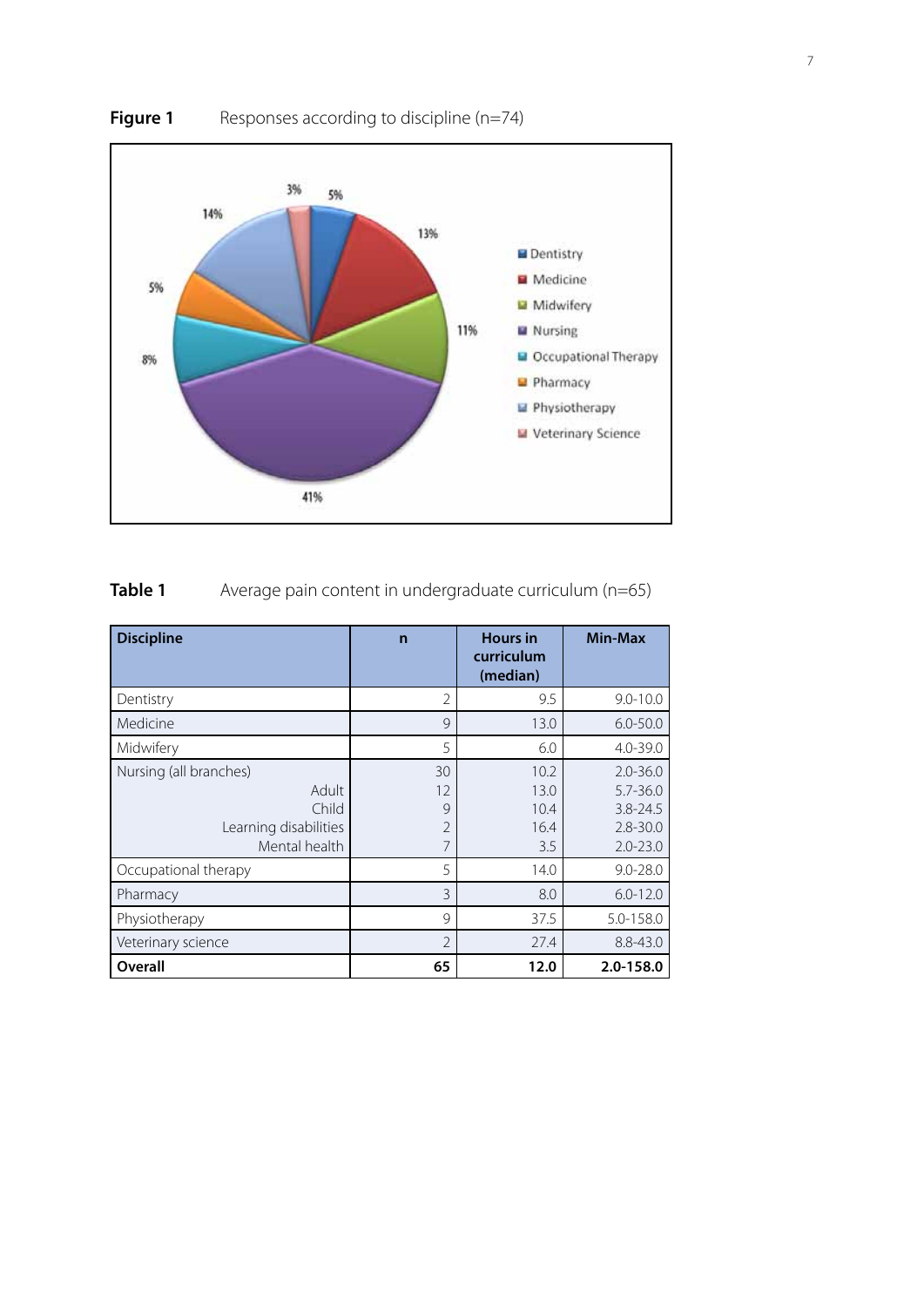**Figure 1** Responses according to discipline (n=74)

**Table 1** Average pain content in undergraduate curriculum (n=65)

| Discipline | n | Hours in curriculum (median) | Min-Max |
|---|---|---|---|
| Dentistry | 2 | 9.5 | 9.0-10.0 |
| Medicine | 9 | 13.0 | 6.0-50.0 |
| Midwifery | 5 | 6.0 | 4.0-39.0 |
| Nursing (all branches) | 30 | 10.2 | 2.0-36.0 |
| Adult | 12 | 13.0 | 5.7-36.0 |
| Child | 9 | 10.4 | 3.8-24.5 |
| Learning disabilities | 2 | 16.4 | 2.8-30.0 |
| Mental health | 7 | 3.5 | 2.0-23.0 |
| Occupational therapy | 5 | 14.0 | 9.0-28.0 |
| Pharmacy | 3 | 8.0 | 6.0-12.0 |
| Physiotherapy | 9 | 37.5 | 5.0-158.0 |
| Veterinary science | 2 | 27.4 | 8.8-43.0 |
| **Overall** | **65** | **12.0** | **2.0-158.0** |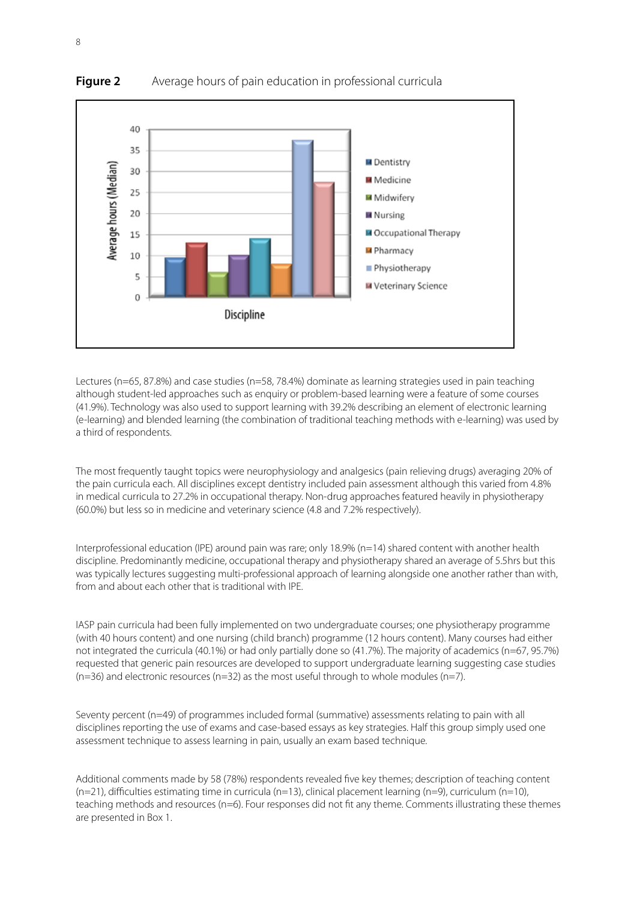**Figure 2** Average hours of pain education in professional curricula

Lectures (n=65, 87.8%) and case studies (n=58, 78.4%) dominate as learning strategies used in pain teaching although student-led approaches such as enquiry or problem-based learning were a feature of some courses (41.9%). Technology was also used to support learning with 39.2% describing an element of electronic learning (e-learning) and blended learning (the combination of traditional teaching methods with e-learning) was used by a third of respondents.

The most frequently taught topics were neurophysiology and analgesics (pain relieving drugs) averaging 20% of the pain curricula each. All disciplines except dentistry included pain assessment although this varied from 4.8% in medical curricula to 27.2% in occupational therapy. Non-drug approaches featured heavily in physiotherapy (60.0%) but less so in medicine and veterinary science (4.8 and 7.2% respectively).

Interprofessional education (IPE) around pain was rare; only 18.9% (n=14) shared content with another health discipline. Predominantly medicine, occupational therapy and physiotherapy shared an average of 5.5hrs but this was typically lectures suggesting multi-professional approach of learning alongside one another rather than with, from and about each other that is traditional with IPE.

IASP pain curricula had been fully implemented on two undergraduate courses; one physiotherapy programme (with 40 hours content) and one nursing (child branch) programme (12 hours content). Many courses had either not integrated the curricula (40.1%) or had only partially done so (41.7%). The majority of academics (n=67, 95.7%) requested that generic pain resources are developed to support undergraduate learning suggesting case studies (n=36) and electronic resources (n=32) as the most useful through to whole modules (n=7).

Seventy percent (n=49) of programmes included formal (summative) assessments relating to pain with all disciplines reporting the use of exams and case-based essays as key strategies. Half this group simply used one assessment technique to assess learning in pain, usually an exam based technique.

Additional comments made by 58 (78%) respondents revealed five key themes; description of teaching content (n=21), difficulties estimating time in curricula (n=13), clinical placement learning (n=9), curriculum (n=10), teaching methods and resources (n=6). Four responses did not fit any theme. Comments illustrating these themes are presented in Box 1.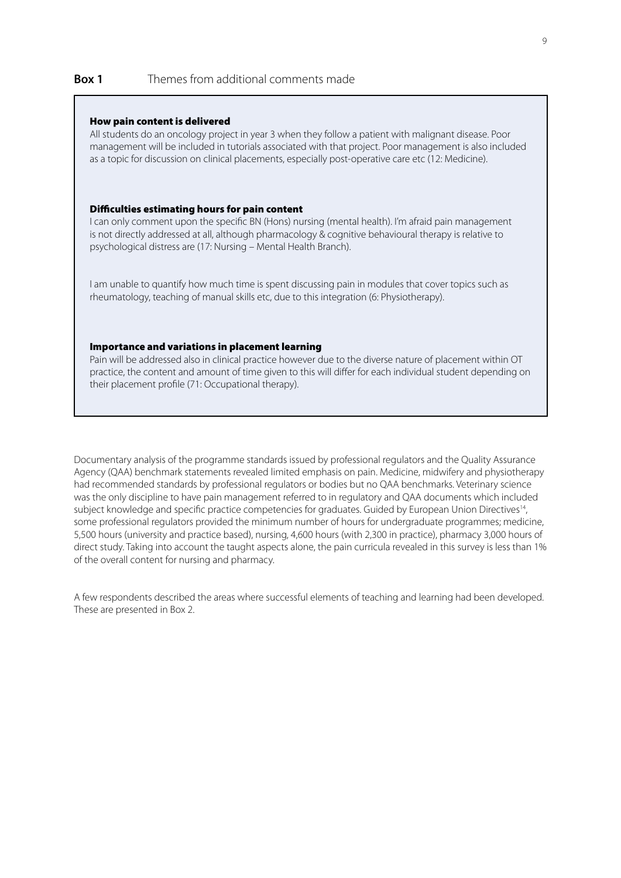**Box 1** Themes from additional comments made

**How pain content is delivered**

All students do an oncology project in year 3 when they follow a patient with malignant disease. Poor management will be included in tutorials associated with that project. Poor management is also included as a topic for discussion on clinical placements, especially post-operative care etc (12: Medicine).

**Difficulties estimating hours for pain content**

I can only comment upon the specific BN (Hons) nursing (mental health). I'm afraid pain management is not directly addressed at all, although pharmacology & cognitive behavioural therapy is relative to psychological distress are (17: Nursing – Mental Health Branch).

I am unable to quantify how much time is spent discussing pain in modules that cover topics such as rheumatology, teaching of manual skills etc, due to this integration (6: Physiotherapy).

**Importance and variations in placement learning**

Pain will be addressed also in clinical practice however due to the diverse nature of placement within OT practice, the content and amount of time given to this will differ for each individual student depending on their placement profile (71: Occupational therapy).

Documentary analysis of the programme standards issued by professional regulators and the Quality Assurance Agency (QAA) benchmark statements revealed limited emphasis on pain. Medicine, midwifery and physiotherapy had recommended standards by professional regulators or bodies but no QAA benchmarks. Veterinary science was the only discipline to have pain management referred to in regulatory and QAA documents which included subject knowledge and specific practice competencies for graduates. Guided by European Union Directives[14], some professional regulators provided the minimum number of hours for undergraduate programmes; medicine, 5,500 hours (university and practice based), nursing, 4,600 hours (with 2,300 in practice), pharmacy 3,000 hours of direct study. Taking into account the taught aspects alone, the pain curricula revealed in this survey is less than 1% of the overall content for nursing and pharmacy.

A few respondents described the areas where successful elements of teaching and learning had been developed. These are presented in Box 2.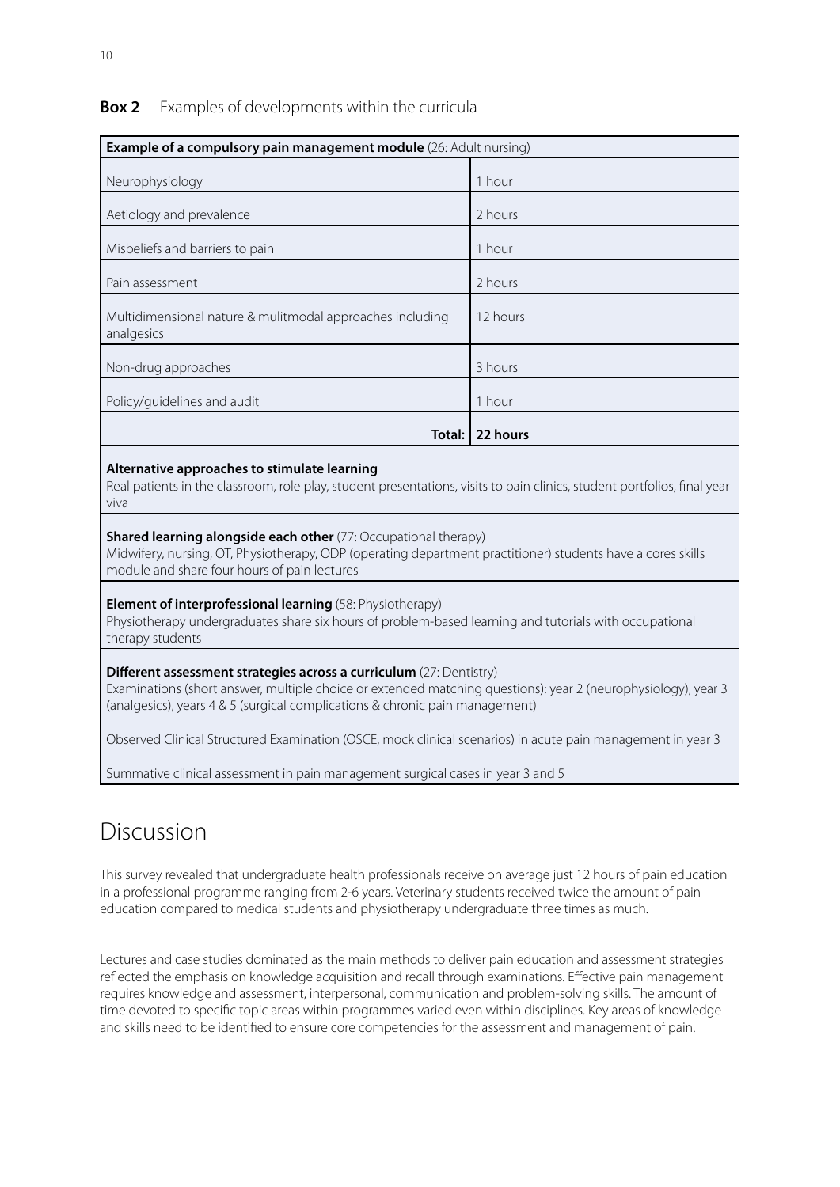**Box 2** Examples of developments within the curricula

| **Example of a compulsory pain management module** (26: Adult nursing) | |
|---|---|
| Neurophysiology | 1 hour |
| Aetiology and prevalence | 2 hours |
| Misbeliefs and barriers to pain | 1 hour |
| Pain assessment | 2 hours |
| Multidimensional nature & mulitmodal approaches including analgesics | 12 hours |
| Non-drug approaches | 3 hours |
| Policy/guidelines and audit | 1 hour |
| **Total:** | **22 hours** |

**Alternative approaches to stimulate learning**
Real patients in the classroom, role play, student presentations, visits to pain clinics, student portfolios, final year viva

**Shared learning alongside each other** (77: Occupational therapy)
Midwifery, nursing, OT, Physiotherapy, ODP (operating department practitioner) students have a cores skills module and share four hours of pain lectures

**Element of interprofessional learning** (58: Physiotherapy)
Physiotherapy undergraduates share six hours of problem-based learning and tutorials with occupational therapy students

**Different assessment strategies across a curriculum** (27: Dentistry)
Examinations (short answer, multiple choice or extended matching questions): year 2 (neurophysiology), year 3 (analgesics), years 4 & 5 (surgical complications & chronic pain management)

Observed Clinical Structured Examination (OSCE, mock clinical scenarios) in acute pain management in year 3

Summative clinical assessment in pain management surgical cases in year 3 and 5

# Discussion

This survey revealed that undergraduate health professionals receive on average just 12 hours of pain education in a professional programme ranging from 2-6 years. Veterinary students received twice the amount of pain education compared to medical students and physiotherapy undergraduate three times as much.

Lectures and case studies dominated as the main methods to deliver pain education and assessment strategies reflected the emphasis on knowledge acquisition and recall through examinations. Effective pain management requires knowledge and assessment, interpersonal, communication and problem-solving skills. The amount of time devoted to specific topic areas within programmes varied even within disciplines. Key areas of knowledge and skills need to be identified to ensure core competencies for the assessment and management of pain.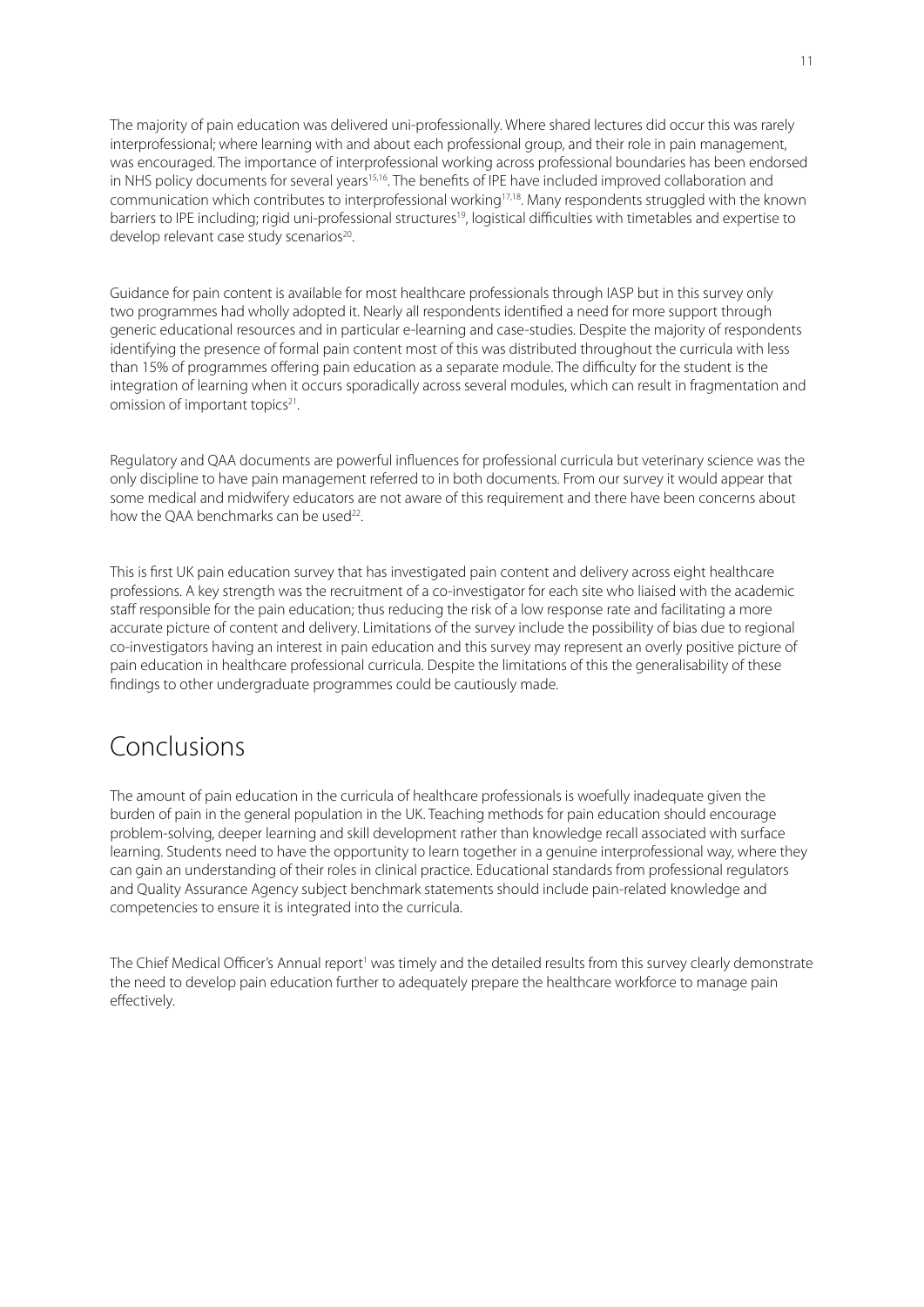The majority of pain education was delivered uni-professionally. Where shared lectures did occur this was rarely interprofessional; where learning with and about each professional group, and their role in pain management, was encouraged. The importance of interprofessional working across professional boundaries has been endorsed in NHS policy documents for several years[15,16]. The benefits of IPE have included improved collaboration and communication which contributes to interprofessional working[17,18]. Many respondents struggled with the known barriers to IPE including; rigid uni-professional structures[19], logistical difficulties with timetables and expertise to develop relevant case study scenarios[20].

Guidance for pain content is available for most healthcare professionals through IASP but in this survey only two programmes had wholly adopted it. Nearly all respondents identified a need for more support through generic educational resources and in particular e-learning and case-studies. Despite the majority of respondents identifying the presence of formal pain content most of this was distributed throughout the curricula with less than 15% of programmes offering pain education as a separate module. The difficulty for the student is the integration of learning when it occurs sporadically across several modules, which can result in fragmentation and omission of important topics[21].

Regulatory and QAA documents are powerful influences for professional curricula but veterinary science was the only discipline to have pain management referred to in both documents. From our survey it would appear that some medical and midwifery educators are not aware of this requirement and there have been concerns about how the QAA benchmarks can be used[22].

This is first UK pain education survey that has investigated pain content and delivery across eight healthcare professions. A key strength was the recruitment of a co-investigator for each site who liaised with the academic staff responsible for the pain education; thus reducing the risk of a low response rate and facilitating a more accurate picture of content and delivery. Limitations of the survey include the possibility of bias due to regional co-investigators having an interest in pain education and this survey may represent an overly positive picture of pain education in healthcare professional curricula. Despite the limitations of this the generalisability of these findings to other undergraduate programmes could be cautiously made.

# Conclusions

The amount of pain education in the curricula of healthcare professionals is woefully inadequate given the burden of pain in the general population in the UK. Teaching methods for pain education should encourage problem-solving, deeper learning and skill development rather than knowledge recall associated with surface learning. Students need to have the opportunity to learn together in a genuine interprofessional way, where they can gain an understanding of their roles in clinical practice. Educational standards from professional regulators and Quality Assurance Agency subject benchmark statements should include pain-related knowledge and competencies to ensure it is integrated into the curricula.

The Chief Medical Officer's Annual report[1] was timely and the detailed results from this survey clearly demonstrate the need to develop pain education further to adequately prepare the healthcare workforce to manage pain effectively.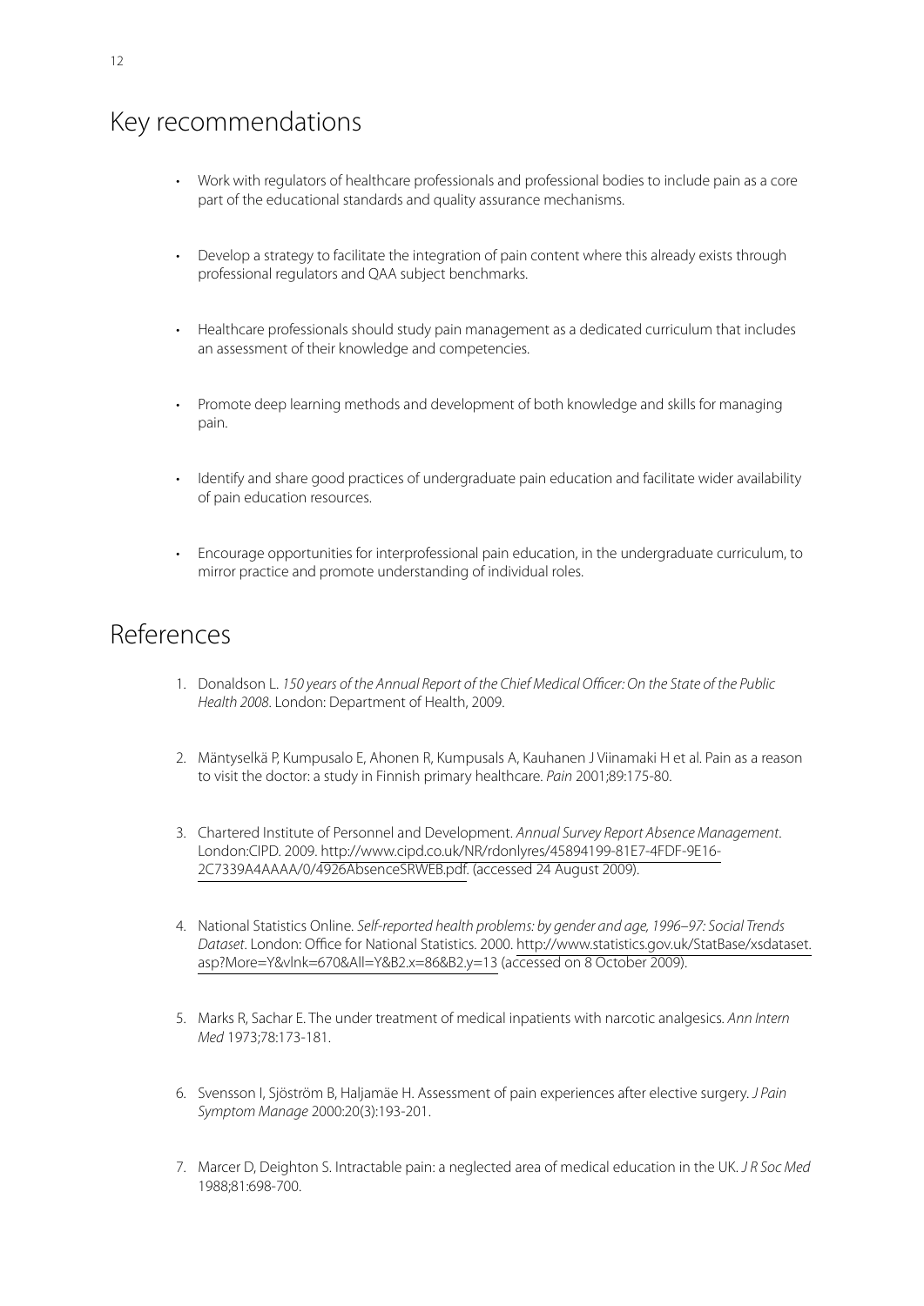# Key recommendations

- Work with regulators of healthcare professionals and professional bodies to include pain as a core part of the educational standards and quality assurance mechanisms.
- Develop a strategy to facilitate the integration of pain content where this already exists through professional regulators and QAA subject benchmarks.
- Healthcare professionals should study pain management as a dedicated curriculum that includes an assessment of their knowledge and competencies.
- Promote deep learning methods and development of both knowledge and skills for managing pain.
- Identify and share good practices of undergraduate pain education and facilitate wider availability of pain education resources.
- Encourage opportunities for interprofessional pain education, in the undergraduate curriculum, to mirror practice and promote understanding of individual roles.

# References

1. Donaldson L. *150 years of the Annual Report of the Chief Medical Officer: On the State of the Public Health 2008*. London: Department of Health, 2009.
2. Mäntyselkä P, Kumpusalo E, Ahonen R, Kumpusals A, Kauhanen J Viinamaki H et al. Pain as a reason to visit the doctor: a study in Finnish primary healthcare. *Pain* 2001;89:175-80.
3. Chartered Institute of Personnel and Development. *Annual Survey Report Absence Management*. London:CIPD. 2009. http://www.cipd.co.uk/NR/rdonlyres/45894199-81E7-4FDF-9E16-2C7339A4AAAA/0/4926AbsenceSRWEB.pdf. (accessed 24 August 2009).
4. National Statistics Online. *Self-reported health problems: by gender and age, 1996–97: Social Trends Dataset*. London: Office for National Statistics. 2000. http://www.statistics.gov.uk/StatBase/xsdataset.asp?More=Y&vlnk=670&All=Y&B2.x=86&B2.y=13 (accessed on 8 October 2009).
5. Marks R, Sachar E. The under treatment of medical inpatients with narcotic analgesics. *Ann Intern Med* 1973;78:173-181.
6. Svensson I, Sjöström B, Haljamäe H. Assessment of pain experiences after elective surgery. *J Pain Symptom Manage* 2000:20(3):193-201.
7. Marcer D, Deighton S. Intractable pain: a neglected area of medical education in the UK. *J R Soc Med* 1988;81:698-700.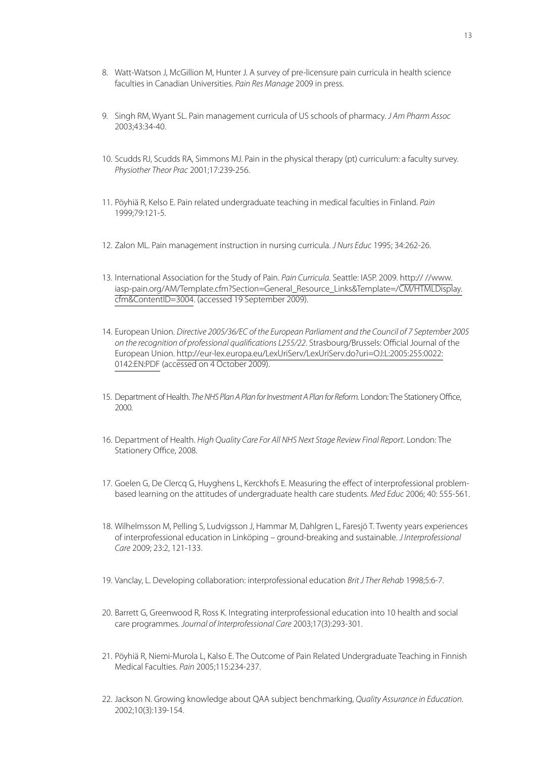8. Watt-Watson J, McGillion M, Hunter J. A survey of pre-licensure pain curricula in health science faculties in Canadian Universities. *Pain Res Manage* 2009 in press.

9. Singh RM, Wyant SL. Pain management curricula of US schools of pharmacy. *J Am Pharm Assoc* 2003;43:34-40.

10. Scudds RJ, Scudds RA, Simmons MJ. Pain in the physical therapy (pt) curriculum: a faculty survey. *Physiother Theor Prac* 2001;17:239-256.

11. Pöyhiä R, Kelso E. Pain related undergraduate teaching in medical faculties in Finland. *Pain* 1999;79:121-5.

12. Zalon ML. Pain management instruction in nursing curricula. *J Nurs Educ* 1995; 34:262-26.

13. International Association for the Study of Pain. *Pain Curricula*. Seattle: IASP. 2009. http:// //www.iasp-pain.org/AM/Template.cfm?Section=General_Resource_Links&Template=/CM/HTMLDisplay.cfm&ContentID=3004. (accessed 19 September 2009).

14. European Union. *Directive 2005/36/EC of the European Parliament and the Council of 7 September 2005 on the recognition of professional qualifications L255/22*. Strasbourg/Brussels: Official Journal of the European Union. http://eur-lex.europa.eu/LexUriServ/LexUriServ.do?uri=OJ:L:2005:255:0022:0142:EN:PDF (accessed on 4 October 2009).

15. Department of Health. *The NHS Plan A Plan for Investment A Plan for Reform.* London: The Stationery Office, 2000.

16. Department of Health. *High Quality Care For All NHS Next Stage Review Final Report*. London: The Stationery Office, 2008.

17. Goelen G, De Clercq G, Huyghens L, Kerckhofs E. Measuring the effect of interprofessional problem-based learning on the attitudes of undergraduate health care students. *Med Educ* 2006; 40: 555-561.

18. Wilhelmsson M, Pelling S, Ludvigsson J, Hammar M, Dahlgren L, Faresjö T. Twenty years experiences of interprofessional education in Linköping – ground-breaking and sustainable. *J Interprofessional Care* 2009; 23:2, 121-133.

19. Vanclay, L. Developing collaboration: interprofessional education *Brit J Ther Rehab* 1998;5:6-7.

20. Barrett G, Greenwood R, Ross K. Integrating interprofessional education into 10 health and social care programmes. *Journal of Interprofessional Care* 2003;17(3):293-301.

21. Pöyhiä R, Niemi-Murola L, Kalso E. The Outcome of Pain Related Undergraduate Teaching in Finnish Medical Faculties. *Pain* 2005;115:234-237.

22. Jackson N. Growing knowledge about QAA subject benchmarking, *Quality Assurance in Education*. 2002;10(3):139-154.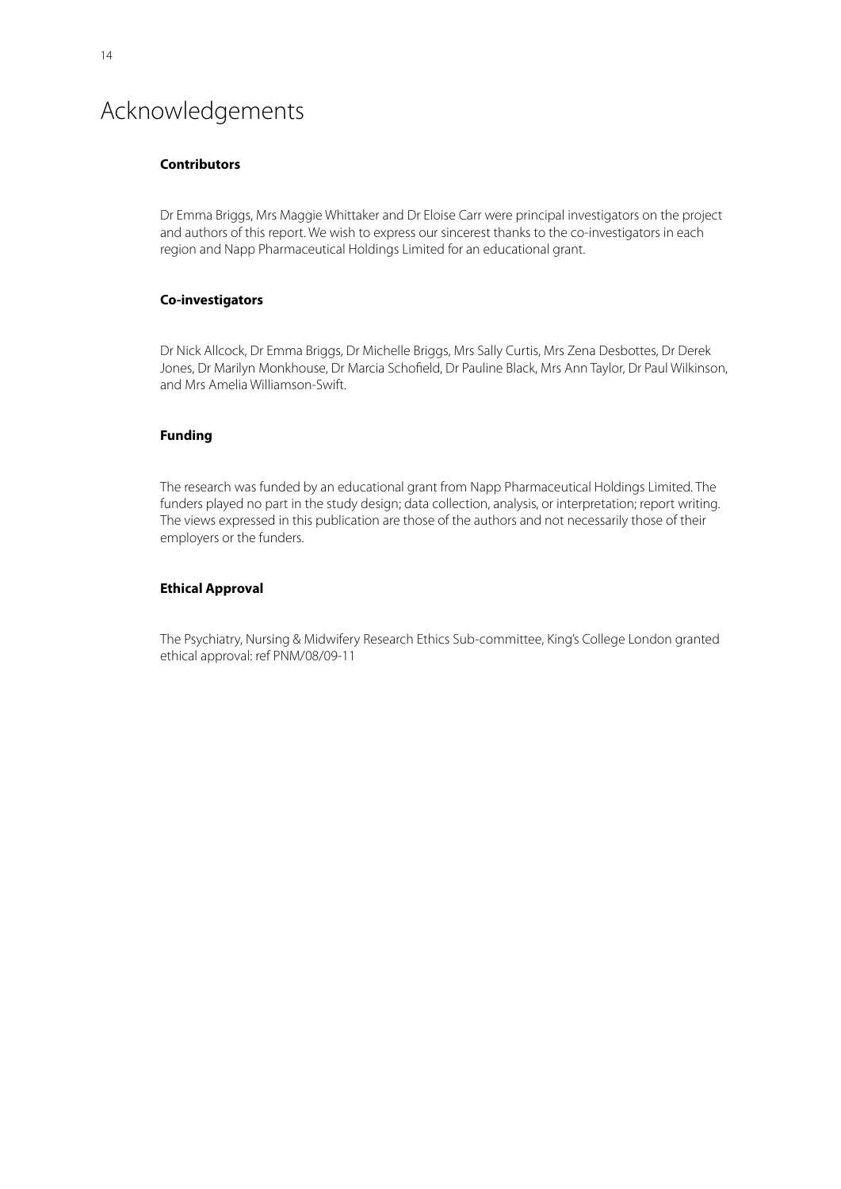# Acknowledgements

### Contributors

Dr Emma Briggs, Mrs Maggie Whittaker and Dr Eloise Carr were principal investigators on the project and authors of this report. We wish to express our sincerest thanks to the co-investigators in each region and Napp Pharmaceutical Holdings Limited for an educational grant.

### Co-investigators

Dr Nick Allcock, Dr Emma Briggs, Dr Michelle Briggs, Mrs Sally Curtis, Mrs Zena Desbottes, Dr Derek Jones, Dr Marilyn Monkhouse, Dr Marcia Schofield, Dr Pauline Black, Mrs Ann Taylor, Dr Paul Wilkinson, and Mrs Amelia Williamson-Swift.

### Funding

The research was funded by an educational grant from Napp Pharmaceutical Holdings Limited. The funders played no part in the study design; data collection, analysis, or interpretation; report writing. The views expressed in this publication are those of the authors and not necessarily those of their employers or the funders.

### Ethical Approval

The Psychiatry, Nursing & Midwifery Research Ethics Sub-committee, King's College London granted ethical approval: ref PNM/08/09-11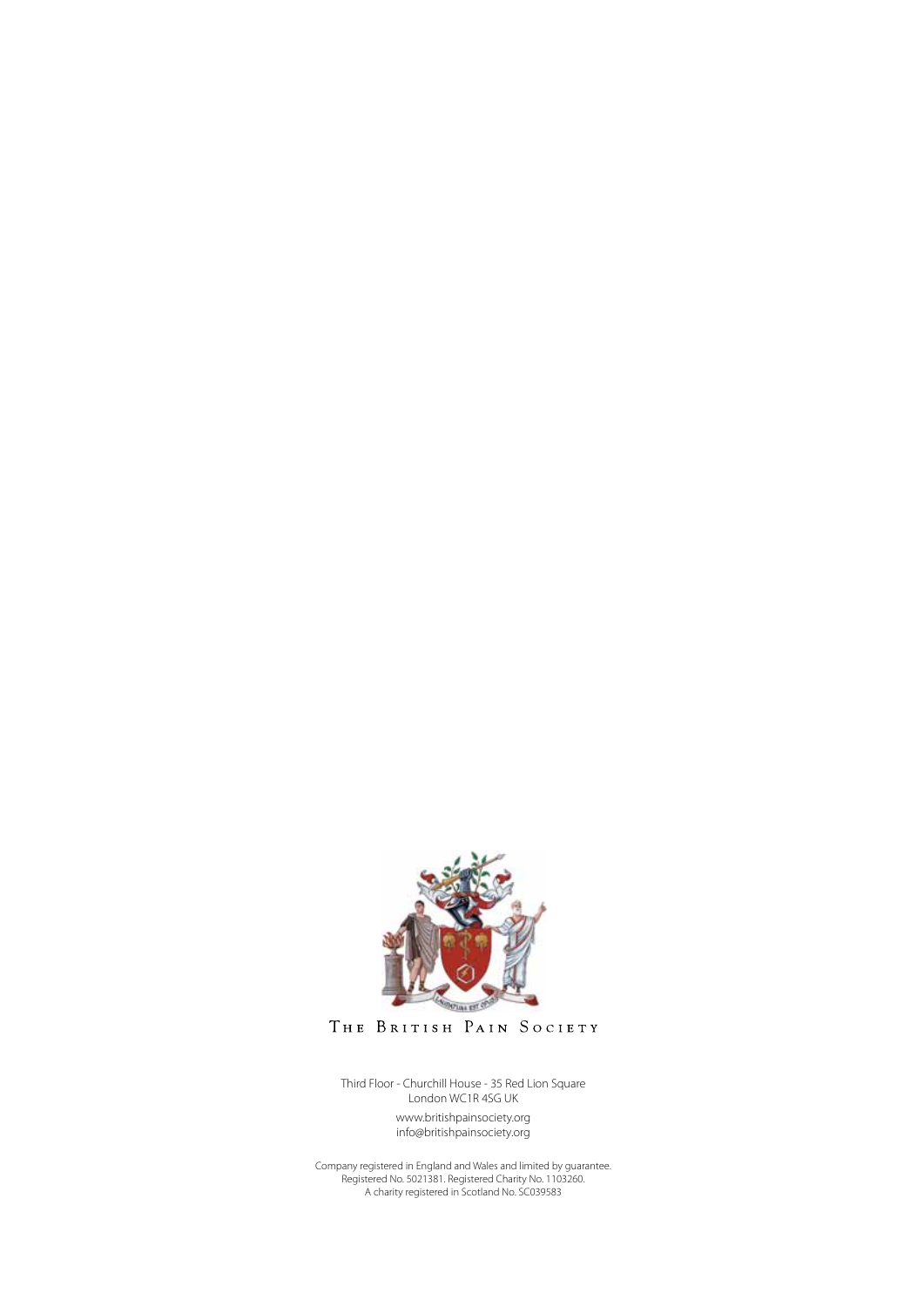The British Pain Society

Third Floor - Churchill House - 35 Red Lion Square
London WC1R 4SG UK

www.britishpainsociety.org
info@britishpainsociety.org

Company registered in England and Wales and limited by guarantee.
Registered No. 5021381. Registered Charity No. 1103260.
A charity registered in Scotland No. SC039583